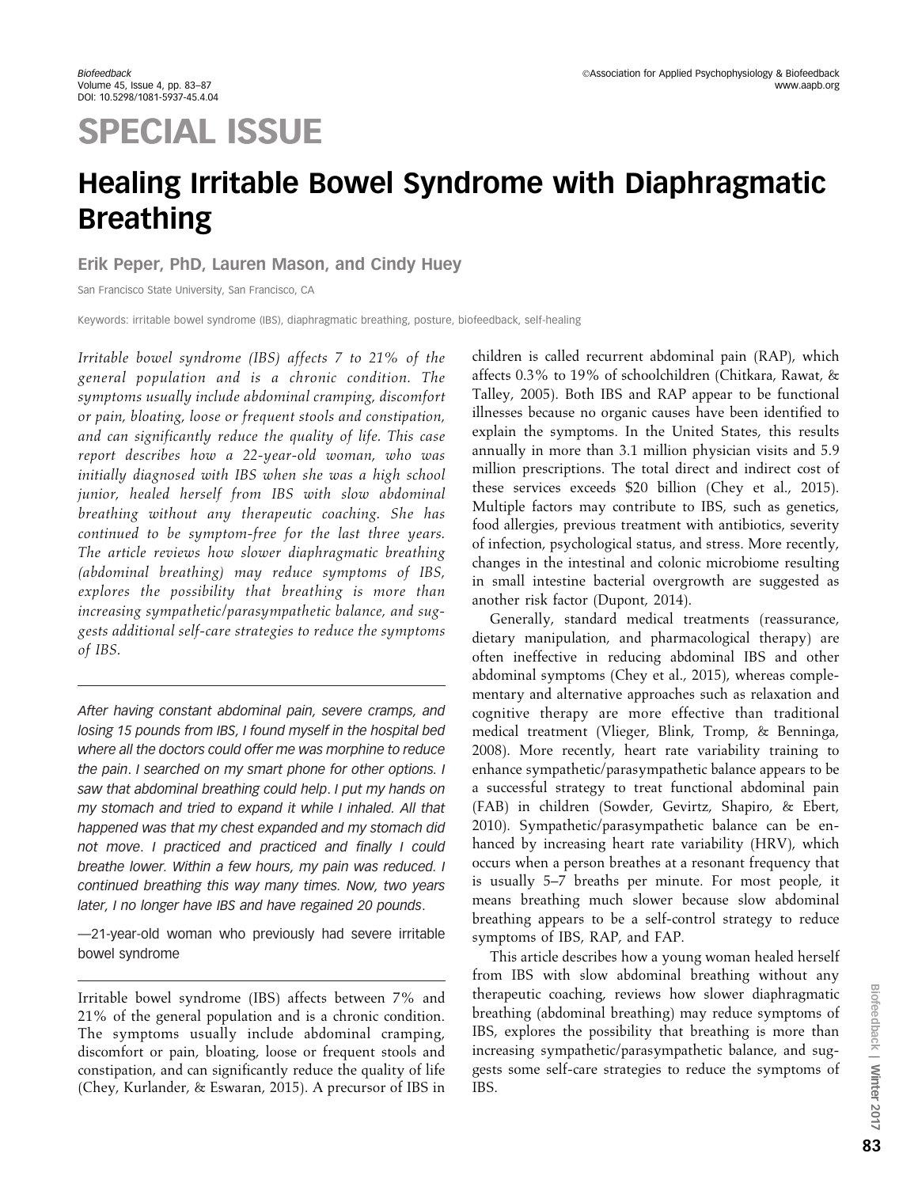SPECIAL ISSUE

# Healing Irritable Bowel Syndrome with Diaphragmatic Breathing

**Erik Peper, PhD, Lauren Mason, and Cindy Huey**

San Francisco State University, San Francisco, CA

Keywords: irritable bowel syndrome (IBS), diaphragmatic breathing, posture, biofeedback, self-healing

*Irritable bowel syndrome (IBS) affects 7 to 21% of the general population and is a chronic condition. The symptoms usually include abdominal cramping, discomfort or pain, bloating, loose or frequent stools and constipation, and can significantly reduce the quality of life. This case report describes how a 22-year-old woman, who was initially diagnosed with IBS when she was a high school junior, healed herself from IBS with slow abdominal breathing without any therapeutic coaching. She has continued to be symptom-free for the last three years. The article reviews how slower diaphragmatic breathing (abdominal breathing) may reduce symptoms of IBS, explores the possibility that breathing is more than increasing sympathetic/parasympathetic balance, and suggests additional self-care strategies to reduce the symptoms of IBS.*

---

*After having constant abdominal pain, severe cramps, and losing 15 pounds from IBS, I found myself in the hospital bed where all the doctors could offer me was morphine to reduce the pain. I searched on my smart phone for other options. I saw that abdominal breathing could help. I put my hands on my stomach and tried to expand it while I inhaled. All that happened was that my chest expanded and my stomach did not move. I practiced and practiced and finally I could breathe lower. Within a few hours, my pain was reduced. I continued breathing this way many times. Now, two years later, I no longer have IBS and have regained 20 pounds.*

—21-year-old woman who previously had severe irritable bowel syndrome

---

Irritable bowel syndrome (IBS) affects between 7% and 21% of the general population and is a chronic condition. The symptoms usually include abdominal cramping, discomfort or pain, bloating, loose or frequent stools and constipation, and can significantly reduce the quality of life (Chey, Kurlander, & Eswaran, 2015). A precursor of IBS in children is called recurrent abdominal pain (RAP), which affects 0.3% to 19% of schoolchildren (Chitkara, Rawat, & Talley, 2005). Both IBS and RAP appear to be functional illnesses because no organic causes have been identified to explain the symptoms. In the United States, this results annually in more than 3.1 million physician visits and 5.9 million prescriptions. The total direct and indirect cost of these services exceeds $20 billion (Chey et al., 2015). Multiple factors may contribute to IBS, such as genetics, food allergies, previous treatment with antibiotics, severity of infection, psychological status, and stress. More recently, changes in the intestinal and colonic microbiome resulting in small intestine bacterial overgrowth are suggested as another risk factor (Dupont, 2014).

Generally, standard medical treatments (reassurance, dietary manipulation, and pharmacological therapy) are often ineffective in reducing abdominal IBS and other abdominal symptoms (Chey et al., 2015), whereas complementary and alternative approaches such as relaxation and cognitive therapy are more effective than traditional medical treatment (Vlieger, Blink, Tromp, & Benninga, 2008). More recently, heart rate variability training to enhance sympathetic/parasympathetic balance appears to be a successful strategy to treat functional abdominal pain (FAB) in children (Sowder, Gevirtz, Shapiro, & Ebert, 2010). Sympathetic/parasympathetic balance can be enhanced by increasing heart rate variability (HRV), which occurs when a person breathes at a resonant frequency that is usually 5–7 breaths per minute. For most people, it means breathing much slower because slow abdominal breathing appears to be a self-control strategy to reduce symptoms of IBS, RAP, and FAP.

This article describes how a young woman healed herself from IBS with slow abdominal breathing without any therapeutic coaching, reviews how slower diaphragmatic breathing (abdominal breathing) may reduce symptoms of IBS, explores the possibility that breathing is more than increasing sympathetic/parasympathetic balance, and suggests some self-care strategies to reduce the symptoms of IBS.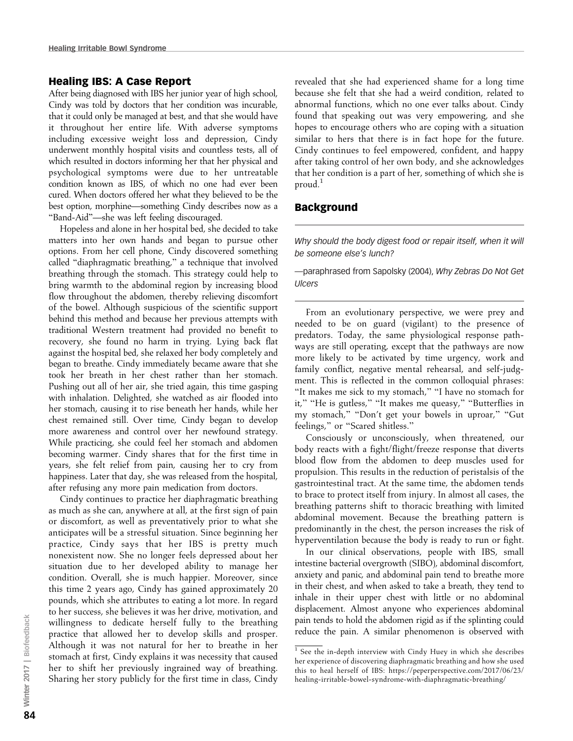## Healing IBS: A Case Report

After being diagnosed with IBS her junior year of high school, Cindy was told by doctors that her condition was incurable, that it could only be managed at best, and that she would have it throughout her entire life. With adverse symptoms including excessive weight loss and depression, Cindy underwent monthly hospital visits and countless tests, all of which resulted in doctors informing her that her physical and psychological symptoms were due to her untreatable condition known as IBS, of which no one had ever been cured. When doctors offered her what they believed to be the best option, morphine—something Cindy describes now as a "Band-Aid"—she was left feeling discouraged.

Hopeless and alone in her hospital bed, she decided to take matters into her own hands and began to pursue other options. From her cell phone, Cindy discovered something called "diaphragmatic breathing," a technique that involved breathing through the stomach. This strategy could help to bring warmth to the abdominal region by increasing blood flow throughout the abdomen, thereby relieving discomfort of the bowel. Although suspicious of the scientific support behind this method and because her previous attempts with traditional Western treatment had provided no benefit to recovery, she found no harm in trying. Lying back flat against the hospital bed, she relaxed her body completely and began to breathe. Cindy immediately became aware that she took her breath in her chest rather than her stomach. Pushing out all of her air, she tried again, this time gasping with inhalation. Delighted, she watched as air flooded into her stomach, causing it to rise beneath her hands, while her chest remained still. Over time, Cindy began to develop more awareness and control over her newfound strategy. While practicing, she could feel her stomach and abdomen becoming warmer. Cindy shares that for the first time in years, she felt relief from pain, causing her to cry from happiness. Later that day, she was released from the hospital, after refusing any more pain medication from doctors.

Cindy continues to practice her diaphragmatic breathing as much as she can, anywhere at all, at the first sign of pain or discomfort, as well as preventatively prior to what she anticipates will be a stressful situation. Since beginning her practice, Cindy says that her IBS is pretty much nonexistent now. She no longer feels depressed about her situation due to her developed ability to manage her condition. Overall, she is much happier. Moreover, since this time 2 years ago, Cindy has gained approximately 20 pounds, which she attributes to eating a lot more. In regard to her success, she believes it was her drive, motivation, and willingness to dedicate herself fully to the breathing practice that allowed her to develop skills and prosper. Although it was not natural for her to breathe in her stomach at first, Cindy explains it was necessity that caused her to shift her previously ingrained way of breathing. Sharing her story publicly for the first time in class, Cindy revealed that she had experienced shame for a long time because she felt that she had a weird condition, related to abnormal functions, which no one ever talks about. Cindy found that speaking out was very empowering, and she hopes to encourage others who are coping with a situation similar to hers that there is in fact hope for the future. Cindy continues to feel empowered, confident, and happy after taking control of her own body, and she acknowledges that her condition is a part of her, something of which she is proud.[1]

## Background

*Why should the body digest food or repair itself, when it will be someone else's lunch?*

—paraphrased from Sapolsky (2004), *Why Zebras Do Not Get Ulcers*

From an evolutionary perspective, we were prey and needed to be on guard (vigilant) to the presence of predators. Today, the same physiological response pathways are still operating, except that the pathways are now more likely to be activated by time urgency, work and family conflict, negative mental rehearsal, and self-judgment. This is reflected in the common colloquial phrases: "It makes me sick to my stomach," "I have no stomach for it," "He is gutless," "It makes me queasy," "Butterflies in my stomach," "Don't get your bowels in uproar," "Gut feelings," or "Scared shitless."

Consciously or unconsciously, when threatened, our body reacts with a fight/flight/freeze response that diverts blood flow from the abdomen to deep muscles used for propulsion. This results in the reduction of peristalsis of the gastrointestinal tract. At the same time, the abdomen tends to brace to protect itself from injury. In almost all cases, the breathing patterns shift to thoracic breathing with limited abdominal movement. Because the breathing pattern is predominantly in the chest, the person increases the risk of hyperventilation because the body is ready to run or fight.

In our clinical observations, people with IBS, small intestine bacterial overgrowth (SIBO), abdominal discomfort, anxiety and panic, and abdominal pain tend to breathe more in their chest, and when asked to take a breath, they tend to inhale in their upper chest with little or no abdominal displacement. Almost anyone who experiences abdominal pain tends to hold the abdomen rigid as if the splinting could reduce the pain. A similar phenomenon is observed with

---

[1] See the in-depth interview with Cindy Huey in which she describes her experience of discovering diaphragmatic breathing and how she used this to heal herself of IBS: https://peperperspective.com/2017/06/23/healing-irritable-bowel-syndrome-with-diaphragmatic-breathing/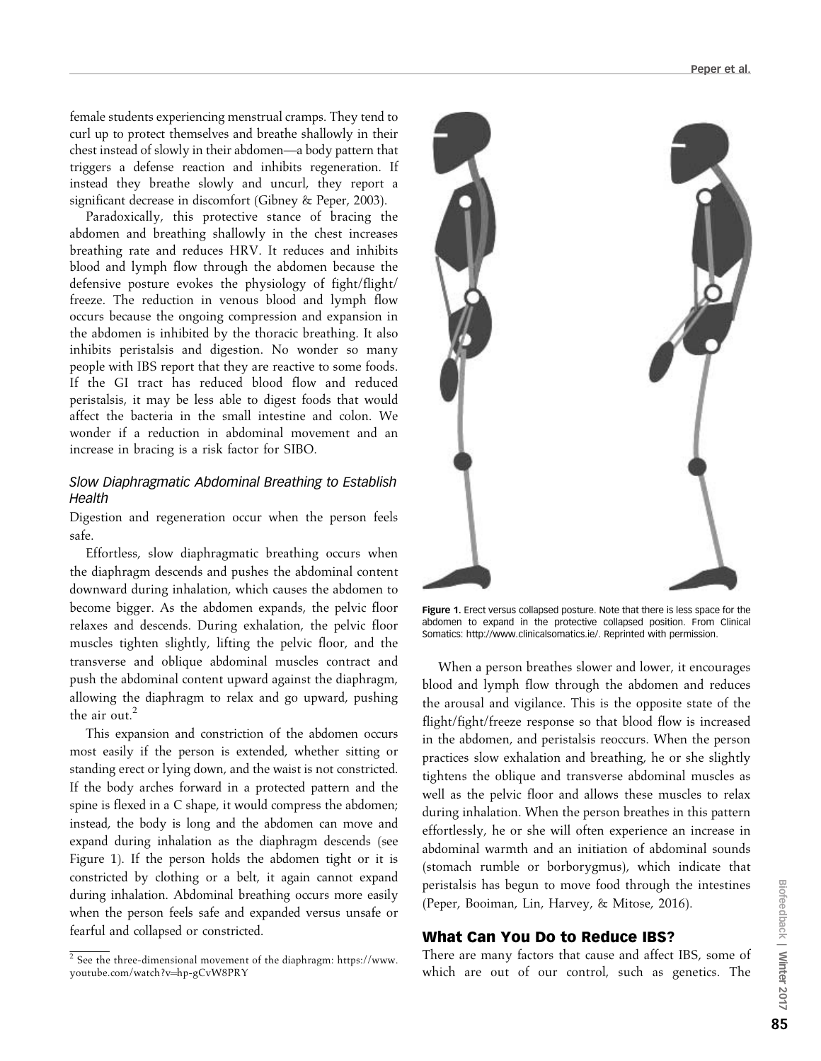female students experiencing menstrual cramps. They tend to curl up to protect themselves and breathe shallowly in their chest instead of slowly in their abdomen—a body pattern that triggers a defense reaction and inhibits regeneration. If instead they breathe slowly and uncurl, they report a significant decrease in discomfort (Gibney & Peper, 2003).

Paradoxically, this protective stance of bracing the abdomen and breathing shallowly in the chest increases breathing rate and reduces HRV. It reduces and inhibits blood and lymph flow through the abdomen because the defensive posture evokes the physiology of fight/flight/freeze. The reduction in venous blood and lymph flow occurs because the ongoing compression and expansion in the abdomen is inhibited by the thoracic breathing. It also inhibits peristalsis and digestion. No wonder so many people with IBS report that they are reactive to some foods. If the GI tract has reduced blood flow and reduced peristalsis, it may be less able to digest foods that would affect the bacteria in the small intestine and colon. We wonder if a reduction in abdominal movement and an increase in bracing is a risk factor for SIBO.

### *Slow Diaphragmatic Abdominal Breathing to Establish Health*

Digestion and regeneration occur when the person feels safe.

Effortless, slow diaphragmatic breathing occurs when the diaphragm descends and pushes the abdominal content downward during inhalation, which causes the abdomen to become bigger. As the abdomen expands, the pelvic floor relaxes and descends. During exhalation, the pelvic floor muscles tighten slightly, lifting the pelvic floor, and the transverse and oblique abdominal muscles contract and push the abdominal content upward against the diaphragm, allowing the diaphragm to relax and go upward, pushing the air out.[2]

This expansion and constriction of the abdomen occurs most easily if the person is extended, whether sitting or standing erect or lying down, and the waist is not constricted. If the body arches forward in a protected pattern and the spine is flexed in a C shape, it would compress the abdomen; instead, the body is long and the abdomen can move and expand during inhalation as the diaphragm descends (see Figure 1). If the person holds the abdomen tight or it is constricted by clothing or a belt, it again cannot expand during inhalation. Abdominal breathing occurs more easily when the person feels safe and expanded versus unsafe or fearful and collapsed or constricted.

**Figure 1.** Erect versus collapsed posture. Note that there is less space for the abdomen to expand in the protective collapsed position. From Clinical Somatics: http://www.clinicalsomatics.ie/. Reprinted with permission.

When a person breathes slower and lower, it encourages blood and lymph flow through the abdomen and reduces the arousal and vigilance. This is the opposite state of the flight/fight/freeze response so that blood flow is increased in the abdomen, and peristalsis reoccurs. When the person practices slow exhalation and breathing, he or she slightly tightens the oblique and transverse abdominal muscles as well as the pelvic floor and allows these muscles to relax during inhalation. When the person breathes in this pattern effortlessly, he or she will often experience an increase in abdominal warmth and an initiation of abdominal sounds (stomach rumble or borborygmus), which indicate that peristalsis has begun to move food through the intestines (Peper, Booiman, Lin, Harvey, & Mitose, 2016).

## What Can You Do to Reduce IBS?

There are many factors that cause and affect IBS, some of which are out of our control, such as genetics. The

[2] See the three-dimensional movement of the diaphragm: https://www.youtube.com/watch?v=hp-gCvW8PRY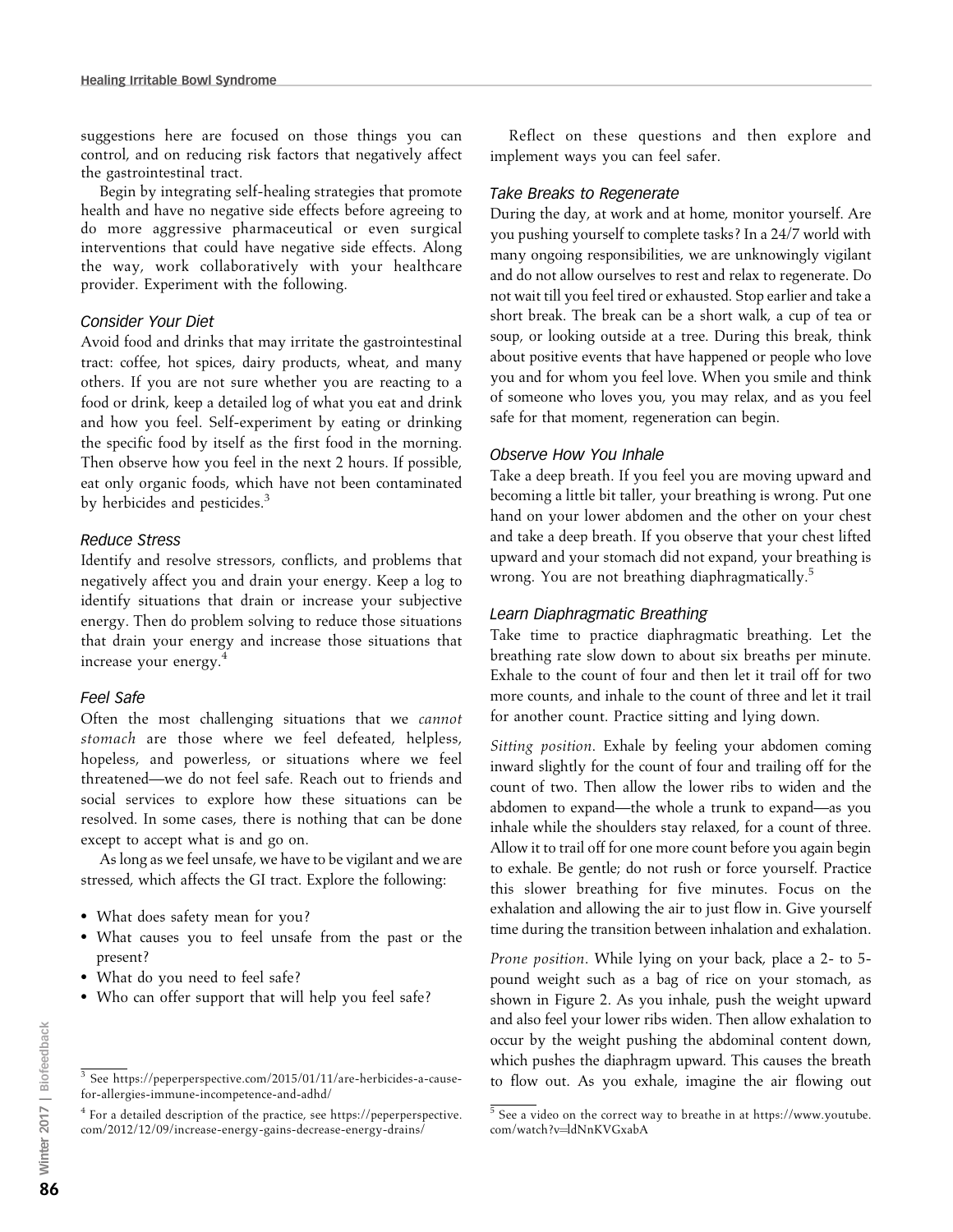suggestions here are focused on those things you can control, and on reducing risk factors that negatively affect the gastrointestinal tract.

Begin by integrating self-healing strategies that promote health and have no negative side effects before agreeing to do more aggressive pharmaceutical or even surgical interventions that could have negative side effects. Along the way, work collaboratively with your healthcare provider. Experiment with the following.

### *Consider Your Diet*

Avoid food and drinks that may irritate the gastrointestinal tract: coffee, hot spices, dairy products, wheat, and many others. If you are not sure whether you are reacting to a food or drink, keep a detailed log of what you eat and drink and how you feel. Self-experiment by eating or drinking the specific food by itself as the first food in the morning. Then observe how you feel in the next 2 hours. If possible, eat only organic foods, which have not been contaminated by herbicides and pesticides.[3]

### *Reduce Stress*

Identify and resolve stressors, conflicts, and problems that negatively affect you and drain your energy. Keep a log to identify situations that drain or increase your subjective energy. Then do problem solving to reduce those situations that drain your energy and increase those situations that increase your energy.[4]

### *Feel Safe*

Often the most challenging situations that we *cannot stomach* are those where we feel defeated, helpless, hopeless, and powerless, or situations where we feel threatened—we do not feel safe. Reach out to friends and social services to explore how these situations can be resolved. In some cases, there is nothing that can be done except to accept what is and go on.

As long as we feel unsafe, we have to be vigilant and we are stressed, which affects the GI tract. Explore the following:

- What does safety mean for you?
- What causes you to feel unsafe from the past or the present?
- What do you need to feel safe?
- Who can offer support that will help you feel safe?

Reflect on these questions and then explore and implement ways you can feel safer.

### *Take Breaks to Regenerate*

During the day, at work and at home, monitor yourself. Are you pushing yourself to complete tasks? In a 24/7 world with many ongoing responsibilities, we are unknowingly vigilant and do not allow ourselves to rest and relax to regenerate. Do not wait till you feel tired or exhausted. Stop earlier and take a short break. The break can be a short walk, a cup of tea or soup, or looking outside at a tree. During this break, think about positive events that have happened or people who love you and for whom you feel love. When you smile and think of someone who loves you, you may relax, and as you feel safe for that moment, regeneration can begin.

### *Observe How You Inhale*

Take a deep breath. If you feel you are moving upward and becoming a little bit taller, your breathing is wrong. Put one hand on your lower abdomen and the other on your chest and take a deep breath. If you observe that your chest lifted upward and your stomach did not expand, your breathing is wrong. You are not breathing diaphragmatically.[5]

### *Learn Diaphragmatic Breathing*

Take time to practice diaphragmatic breathing. Let the breathing rate slow down to about six breaths per minute. Exhale to the count of four and then let it trail off for two more counts, and inhale to the count of three and let it trail for another count. Practice sitting and lying down.

*Sitting position*. Exhale by feeling your abdomen coming inward slightly for the count of four and trailing off for the count of two. Then allow the lower ribs to widen and the abdomen to expand—the whole a trunk to expand—as you inhale while the shoulders stay relaxed, for a count of three. Allow it to trail off for one more count before you again begin to exhale. Be gentle; do not rush or force yourself. Practice this slower breathing for five minutes. Focus on the exhalation and allowing the air to just flow in. Give yourself time during the transition between inhalation and exhalation.

*Prone position*. While lying on your back, place a 2- to 5-pound weight such as a bag of rice on your stomach, as shown in Figure 2. As you inhale, push the weight upward and also feel your lower ribs widen. Then allow exhalation to occur by the weight pushing the abdominal content down, which pushes the diaphragm upward. This causes the breath to flow out. As you exhale, imagine the air flowing out

---

[3] See https://peperperspective.com/2015/01/11/are-herbicides-a-cause-for-allergies-immune-incompetence-and-adhd/

[4] For a detailed description of the practice, see https://peperperspective.com/2012/12/09/increase-energy-gains-decrease-energy-drains/

[5] See a video on the correct way to breathe in at https://www.youtube.com/watch?v=ldNnKVGxabA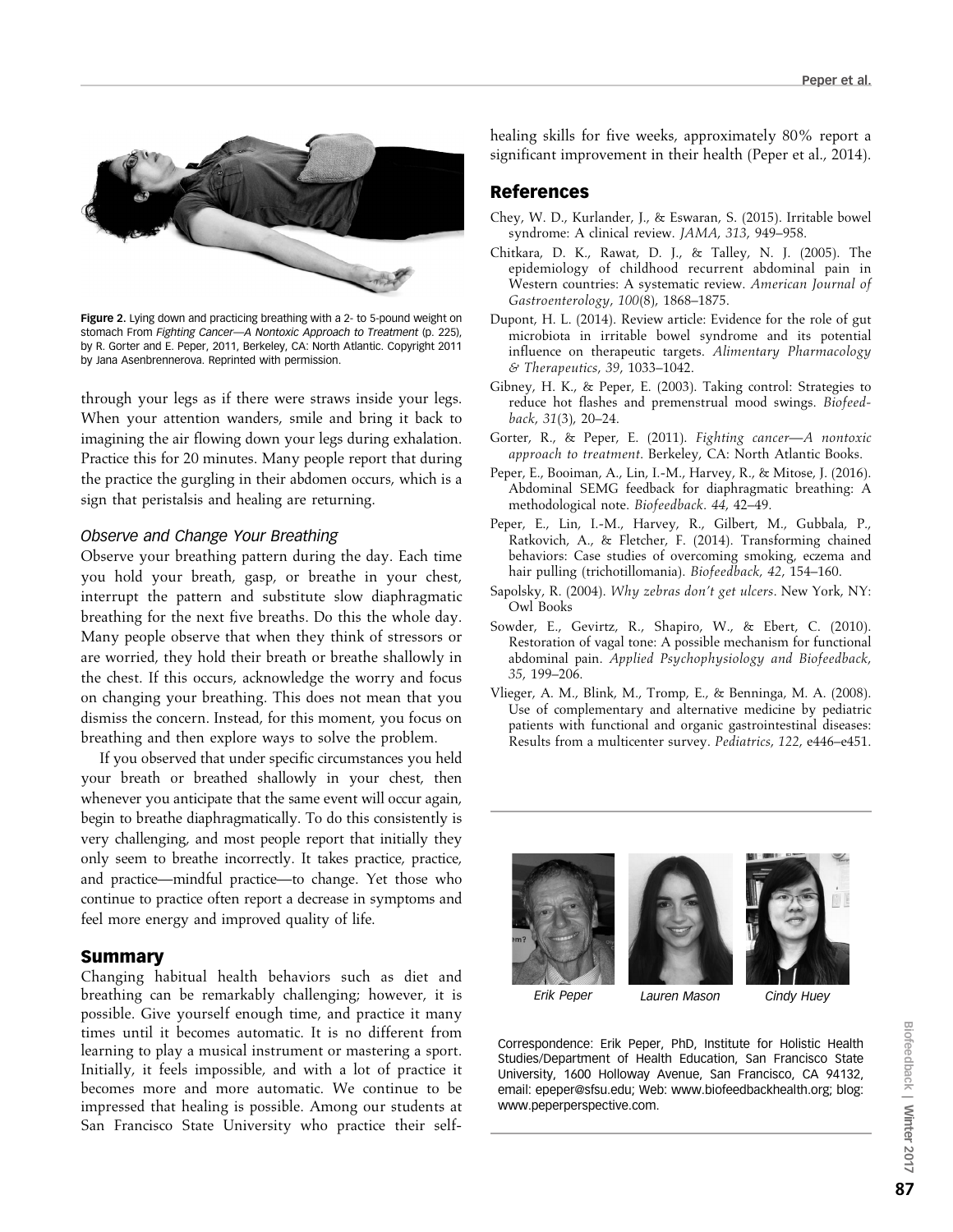Figure 2. Lying down and practicing breathing with a 2- to 5-pound weight on stomach From *Fighting Cancer—A Nontoxic Approach to Treatment* (p. 225), by R. Gorter and E. Peper, 2011, Berkeley, CA: North Atlantic. Copyright 2011 by Jana Asenbrennerova. Reprinted with permission.

through your legs as if there were straws inside your legs. When your attention wanders, smile and bring it back to imagining the air flowing down your legs during exhalation. Practice this for 20 minutes. Many people report that during the practice the gurgling in their abdomen occurs, which is a sign that peristalsis and healing are returning.

### *Observe and Change Your Breathing*

Observe your breathing pattern during the day. Each time you hold your breath, gasp, or breathe in your chest, interrupt the pattern and substitute slow diaphragmatic breathing for the next five breaths. Do this the whole day. Many people observe that when they think of stressors or are worried, they hold their breath or breathe shallowly in the chest. If this occurs, acknowledge the worry and focus on changing your breathing. This does not mean that you dismiss the concern. Instead, for this moment, you focus on breathing and then explore ways to solve the problem.

If you observed that under specific circumstances you held your breath or breathed shallowly in your chest, then whenever you anticipate that the same event will occur again, begin to breathe diaphragmatically. To do this consistently is very challenging, and most people report that initially they only seem to breathe incorrectly. It takes practice, practice, and practice—mindful practice—to change. Yet those who continue to practice often report a decrease in symptoms and feel more energy and improved quality of life.

## Summary

Changing habitual health behaviors such as diet and breathing can be remarkably challenging; however, it is possible. Give yourself enough time, and practice it many times until it becomes automatic. It is no different from learning to play a musical instrument or mastering a sport. Initially, it feels impossible, and with a lot of practice it becomes more and more automatic. We continue to be impressed that healing is possible. Among our students at San Francisco State University who practice their self-healing skills for five weeks, approximately 80% report a significant improvement in their health (Peper et al., 2014).

## References

Chey, W. D., Kurlander, J., & Eswaran, S. (2015). Irritable bowel syndrome: A clinical review. *JAMA, 313*, 949–958.

Chitkara, D. K., Rawat, D. J., & Talley, N. J. (2005). The epidemiology of childhood recurrent abdominal pain in Western countries: A systematic review. *American Journal of Gastroenterology, 100*(8), 1868–1875.

Dupont, H. L. (2014). Review article: Evidence for the role of gut microbiota in irritable bowel syndrome and its potential influence on therapeutic targets. *Alimentary Pharmacology & Therapeutics, 39*, 1033–1042.

Gibney, H. K., & Peper, E. (2003). Taking control: Strategies to reduce hot flashes and premenstrual mood swings. *Biofeedback, 31*(3), 20–24.

Gorter, R., & Peper, E. (2011). *Fighting cancer—A nontoxic approach to treatment*. Berkeley, CA: North Atlantic Books.

Peper, E., Booiman, A., Lin, I.-M., Harvey, R., & Mitose, J. (2016). Abdominal SEMG feedback for diaphragmatic breathing: A methodological note. *Biofeedback. 44*, 42–49.

Peper, E., Lin, I.-M., Harvey, R., Gilbert, M., Gubbala, P., Ratkovich, A., & Fletcher, F. (2014). Transforming chained behaviors: Case studies of overcoming smoking, eczema and hair pulling (trichotillomania). *Biofeedback, 42*, 154–160.

Sapolsky, R. (2004). *Why zebras don't get ulcers*. New York, NY: Owl Books

Sowder, E., Gevirtz, R., Shapiro, W., & Ebert, C. (2010). Restoration of vagal tone: A possible mechanism for functional abdominal pain. *Applied Psychophysiology and Biofeedback, 35*, 199–206.

Vlieger, A. M., Blink, M., Tromp, E., & Benninga, M. A. (2008). Use of complementary and alternative medicine by pediatric patients with functional and organic gastrointestinal diseases: Results from a multicenter survey. *Pediatrics, 122*, e446–e451.

*Erik Peper* *Lauren Mason* *Cindy Huey*

Correspondence: Erik Peper, PhD, Institute for Holistic Health Studies/Department of Health Education, San Francisco State University, 1600 Holloway Avenue, San Francisco, CA 94132, email: epeper@sfsu.edu; Web: www.biofeedbackhealth.org; blog: www.peperperspective.com.